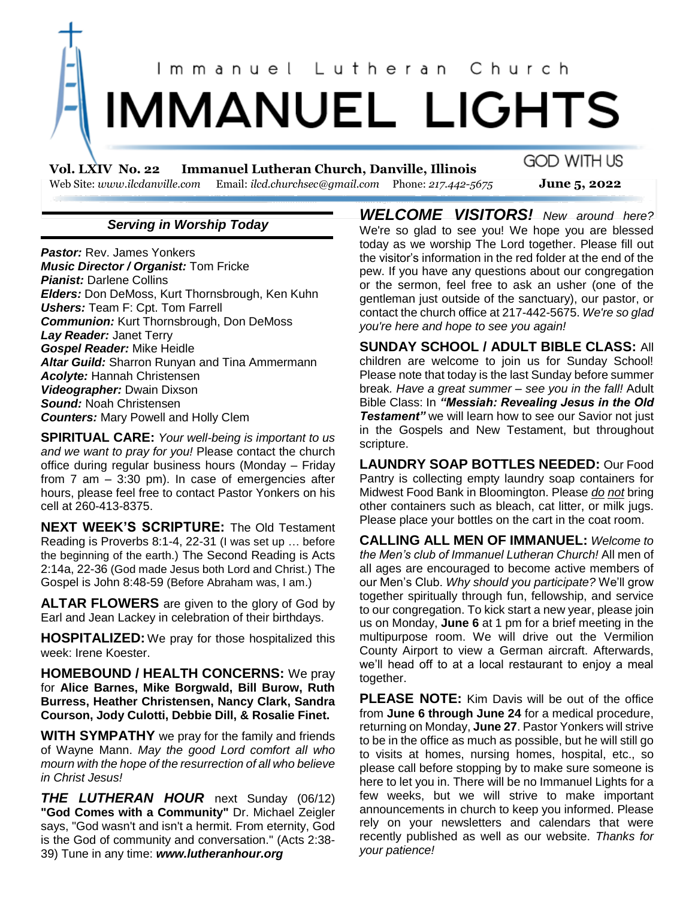Immanuel Lutheran Church

# IMMANUEL LIGHTS

GOD WITH US

**Vol. LXIV No. 22 Immanuel Lutheran Church, Danville, Illinois**

Web Site: *www.ilcdanville.com* Email: *ilcd.churchsec@gmail.com* Phone: *217.442-5675* **June 5, 2022**

### *Serving in Worship Today*

***Pastor:*** Rev. James Yonkers
***Music Director / Organist:*** Tom Fricke
***Pianist:*** Darlene Collins
***Elders:*** Don DeMoss, Kurt Thornsbrough, Ken Kuhn
***Ushers:*** Team F: Cpt. Tom Farrell
***Communion:*** Kurt Thornsbrough, Don DeMoss
***Lay Reader:*** Janet Terry
***Gospel Reader:*** Mike Heidle
***Altar Guild:*** Sharron Runyan and Tina Ammermann
***Acolyte:*** Hannah Christensen
***Videographer:*** Dwain Dixson
***Sound:*** Noah Christensen
***Counters:*** Mary Powell and Holly Clem

**SPIRITUAL CARE:** *Your well-being is important to us and we want to pray for you!* Please contact the church office during regular business hours (Monday – Friday from 7 am – 3:30 pm). In case of emergencies after hours, please feel free to contact Pastor Yonkers on his cell at 260-413-8375.

**NEXT WEEK'S SCRIPTURE:** The Old Testament Reading is Proverbs 8:1-4, 22-31 (I was set up … before the beginning of the earth.) The Second Reading is Acts 2:14a, 22-36 (God made Jesus both Lord and Christ.) The Gospel is John 8:48-59 (Before Abraham was, I am.)

**ALTAR FLOWERS** are given to the glory of God by Earl and Jean Lackey in celebration of their birthdays.

**HOSPITALIZED:** We pray for those hospitalized this week: Irene Koester.

**HOMEBOUND / HEALTH CONCERNS:** We pray for **Alice Barnes, Mike Borgwald, Bill Burow, Ruth Burress, Heather Christensen, Nancy Clark, Sandra Courson, Jody Culotti, Debbie Dill, & Rosalie Finet.**

**WITH SYMPATHY** we pray for the family and friends of Wayne Mann. *May the good Lord comfort all who mourn with the hope of the resurrection of all who believe in Christ Jesus!*

***THE LUTHERAN HOUR*** next Sunday (06/12) **"God Comes with a Community"** Dr. Michael Zeigler says, "God wasn't and isn't a hermit. From eternity, God is the God of community and conversation." (Acts 2:38-39) Tune in any time: ***www.lutheranhour.org***

***WELCOME VISITORS!*** *New around here?* We're so glad to see you! We hope you are blessed today as we worship The Lord together. Please fill out the visitor's information in the red folder at the end of the pew. If you have any questions about our congregation or the sermon, feel free to ask an usher (one of the gentleman just outside of the sanctuary), our pastor, or contact the church office at 217-442-5675. *We're so glad you're here and hope to see you again!*

**SUNDAY SCHOOL / ADULT BIBLE CLASS:** All children are welcome to join us for Sunday School! Please note that today is the last Sunday before summer break. *Have a great summer – see you in the fall!* Adult Bible Class: In ***"Messiah: Revealing Jesus in the Old Testament"*** we will learn how to see our Savior not just in the Gospels and New Testament, but throughout scripture.

**LAUNDRY SOAP BOTTLES NEEDED:** Our Food Pantry is collecting empty laundry soap containers for Midwest Food Bank in Bloomington. Please *do not* bring other containers such as bleach, cat litter, or milk jugs. Please place your bottles on the cart in the coat room.

**CALLING ALL MEN OF IMMANUEL:** *Welcome to the Men's club of Immanuel Lutheran Church!* All men of all ages are encouraged to become active members of our Men's Club. *Why should you participate?* We'll grow together spiritually through fun, fellowship, and service to our congregation. To kick start a new year, please join us on Monday, **June 6** at 1 pm for a brief meeting in the multipurpose room. We will drive out the Vermilion County Airport to view a German aircraft. Afterwards, we'll head off to at a local restaurant to enjoy a meal together.

**PLEASE NOTE:** Kim Davis will be out of the office from **June 6 through June 24** for a medical procedure, returning on Monday, **June 27**. Pastor Yonkers will strive to be in the office as much as possible, but he will still go to visits at homes, nursing homes, hospital, etc., so please call before stopping by to make sure someone is here to let you in. There will be no Immanuel Lights for a few weeks, but we will strive to make important announcements in church to keep you informed. Please rely on your newsletters and calendars that were recently published as well as our website. *Thanks for your patience!*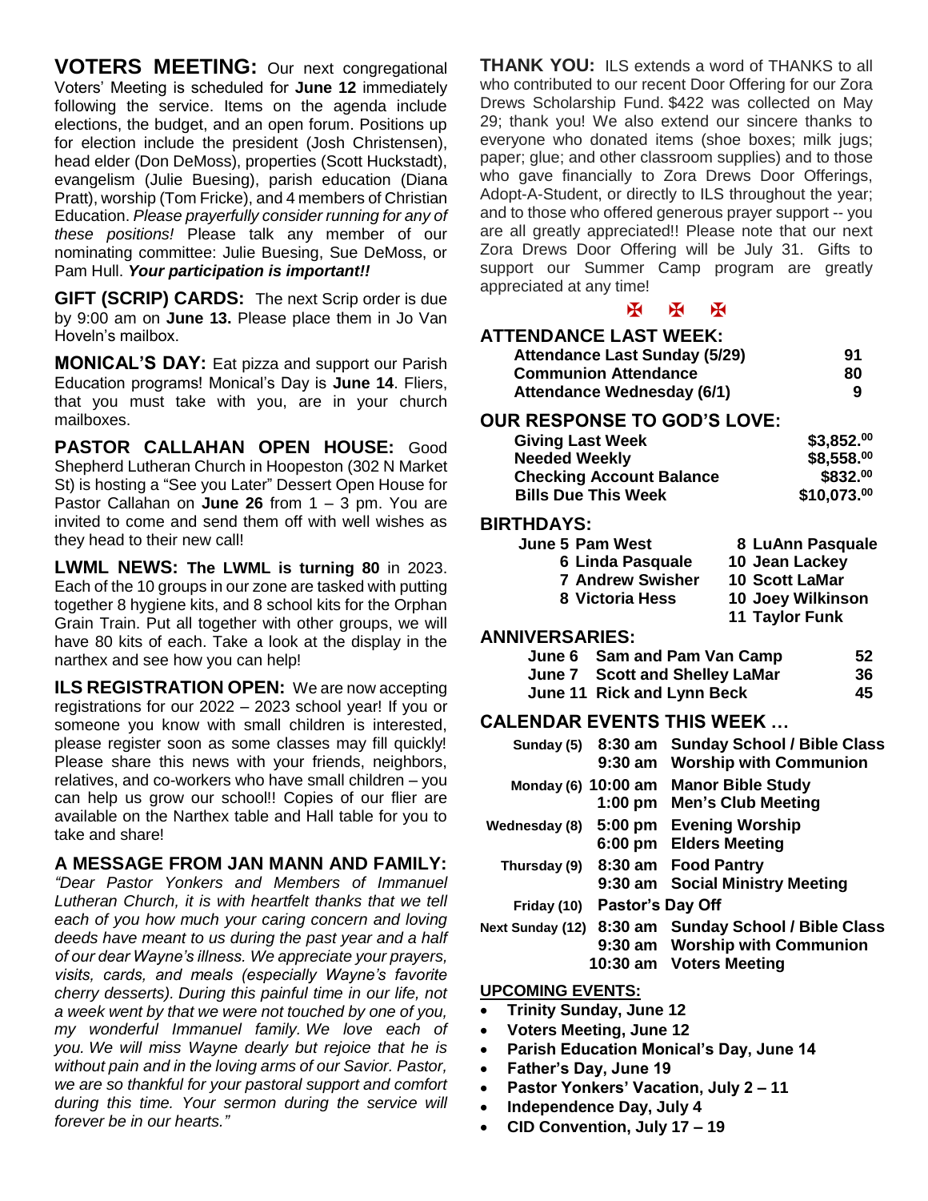**VOTERS MEETING:** Our next congregational Voters' Meeting is scheduled for **June 12** immediately following the service. Items on the agenda include elections, the budget, and an open forum. Positions up for election include the president (Josh Christensen), head elder (Don DeMoss), properties (Scott Huckstadt), evangelism (Julie Buesing), parish education (Diana Pratt), worship (Tom Fricke), and 4 members of Christian Education. *Please prayerfully consider running for any of these positions!* Please talk any member of our nominating committee: Julie Buesing, Sue DeMoss, or Pam Hull. ***Your participation is important!!***

**GIFT (SCRIP) CARDS:** The next Scrip order is due by 9:00 am on **June 13.** Please place them in Jo Van Hoveln's mailbox.

**MONICAL'S DAY:** Eat pizza and support our Parish Education programs! Monical's Day is **June 14**. Fliers, that you must take with you, are in your church mailboxes.

**PASTOR CALLAHAN OPEN HOUSE:** Good Shepherd Lutheran Church in Hoopeston (302 N Market St) is hosting a "See you Later" Dessert Open House for Pastor Callahan on **June 26** from 1 – 3 pm. You are invited to come and send them off with well wishes as they head to their new call!

**LWML NEWS: The LWML is turning 80** in 2023. Each of the 10 groups in our zone are tasked with putting together 8 hygiene kits, and 8 school kits for the Orphan Grain Train. Put all together with other groups, we will have 80 kits of each. Take a look at the display in the narthex and see how you can help!

**ILS REGISTRATION OPEN:** We are now accepting registrations for our 2022 – 2023 school year! If you or someone you know with small children is interested, please register soon as some classes may fill quickly! Please share this news with your friends, neighbors, relatives, and co-workers who have small children – you can help us grow our school!! Copies of our flier are available on the Narthex table and Hall table for you to take and share!

**A MESSAGE FROM JAN MANN AND FAMILY:**
*"Dear Pastor Yonkers and Members of Immanuel Lutheran Church, it is with heartfelt thanks that we tell each of you how much your caring concern and loving deeds have meant to us during the past year and a half of our dear Wayne's illness. We appreciate your prayers, visits, cards, and meals (especially Wayne's favorite cherry desserts). During this painful time in our life, not a week went by that we were not touched by one of you, my wonderful Immanuel family. We love each of you. We will miss Wayne dearly but rejoice that he is without pain and in the loving arms of our Savior. Pastor, we are so thankful for your pastoral support and comfort during this time. Your sermon during the service will forever be in our hearts."*

**THANK YOU:** ILS extends a word of THANKS to all who contributed to our recent Door Offering for our Zora Drews Scholarship Fund. $422 was collected on May 29; thank you! We also extend our sincere thanks to everyone who donated items (shoe boxes; milk jugs; paper; glue; and other classroom supplies) and to those who gave financially to Zora Drews Door Offerings, Adopt-A-Student, or directly to ILS throughout the year; and to those who offered generous prayer support -- you are all greatly appreciated!! Please note that our next Zora Drews Door Offering will be July 31. Gifts to support our Summer Camp program are greatly appreciated at any time!

✠ ✠ ✠

## ATTENDANCE LAST WEEK:

| | |
|---|---|
| **Attendance Last Sunday (5/29)** | **91** |
| **Communion Attendance** | **80** |
| **Attendance Wednesday (6/1)** | **9** |

## OUR RESPONSE TO GOD'S LOVE:

| | |
|---|---|
| **Giving Last Week** | **$3,852.00** |
| **Needed Weekly** | **$8,558.00** |
| **Checking Account Balance** | **$832.00** |
| **Bills Due This Week** | **$10,073.00** |

## BIRTHDAYS:

**June 5 Pam West**
**6 Linda Pasquale**
**7 Andrew Swisher**
**8 Victoria Hess**
**8 LuAnn Pasquale**
**10 Jean Lackey**
**10 Scott LaMar**
**10 Joey Wilkinson**
**11 Taylor Funk**

## ANNIVERSARIES:

| | | |
|---|---|---|
| **June 6** | **Sam and Pam Van Camp** | **52** |
| **June 7** | **Scott and Shelley LaMar** | **36** |
| **June 11** | **Rick and Lynn Beck** | **45** |

## CALENDAR EVENTS THIS WEEK …

| | | |
|---|---|---|
| **Sunday (5)** | **8:30 am** | **Sunday School / Bible Class** |
| | **9:30 am** | **Worship with Communion** |
| **Monday (6)** | **10:00 am** | **Manor Bible Study** |
| | **1:00 pm** | **Men's Club Meeting** |
| **Wednesday (8)** | **5:00 pm** | **Evening Worship** |
| | **6:00 pm** | **Elders Meeting** |
| **Thursday (9)** | **8:30 am** | **Food Pantry** |
| | **9:30 am** | **Social Ministry Meeting** |
| **Friday (10)** | **Pastor's Day Off** | |
| **Next Sunday (12)** | **8:30 am** | **Sunday School / Bible Class** |
| | **9:30 am** | **Worship with Communion** |
| | **10:30 am** | **Voters Meeting** |

**UPCOMING EVENTS:**

- **Trinity Sunday, June 12**
- **Voters Meeting, June 12**
- **Parish Education Monical's Day, June 14**
- **Father's Day, June 19**
- **Pastor Yonkers' Vacation, July 2 – 11**
- **Independence Day, July 4**
- **CID Convention, July 17 – 19**